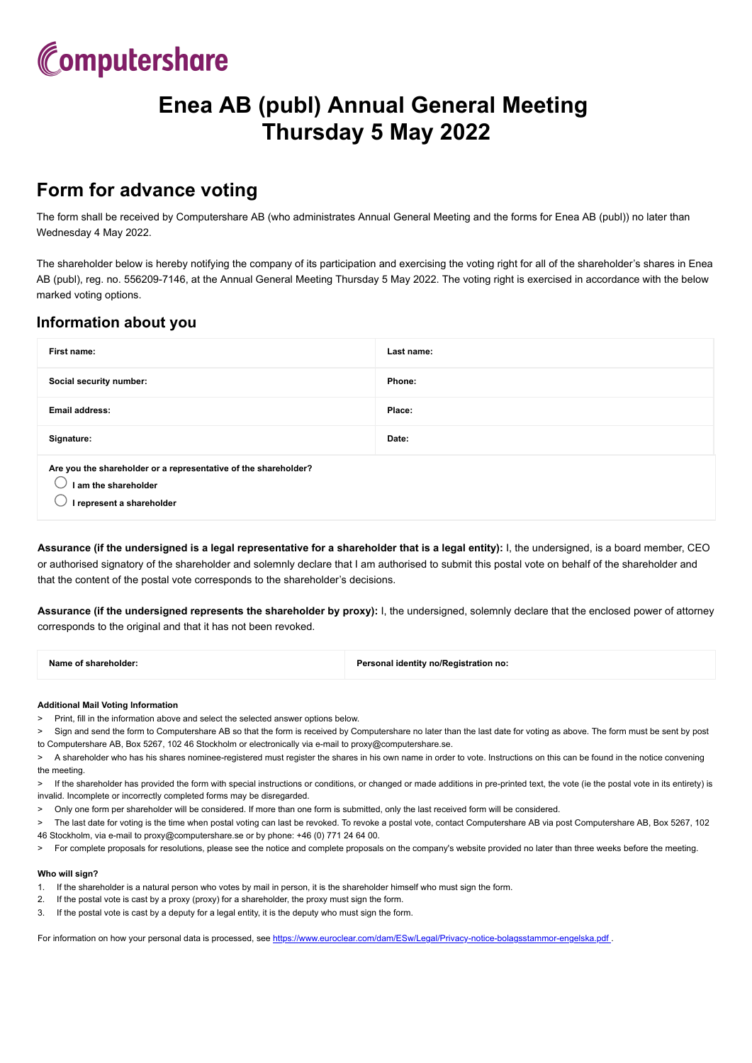Computershare

# Enea AB (publ) Annual General Meeting
# Thursday 5 May 2022

## Form for advance voting

The form shall be received by Computershare AB (who administrates Annual General Meeting and the forms for Enea AB (publ)) no later than Wednesday 4 May 2022.

The shareholder below is hereby notifying the company of its participation and exercising the voting right for all of the shareholder's shares in Enea AB (publ), reg. no. 556209-7146, at the Annual General Meeting Thursday 5 May 2022. The voting right is exercised in accordance with the below marked voting options.

### Information about you

| First name: | Last name: |
|---|---|
| Social security number: | Phone: |
| Email address: | Place: |
| Signature: | Date: |

**Are you the shareholder or a representative of the shareholder?**

- ◯ **I am the shareholder**
- ◯ **I represent a shareholder**

**Assurance (if the undersigned is a legal representative for a shareholder that is a legal entity):** I, the undersigned, is a board member, CEO or authorised signatory of the shareholder and solemnly declare that I am authorised to submit this postal vote on behalf of the shareholder and that the content of the postal vote corresponds to the shareholder's decisions.

**Assurance (if the undersigned represents the shareholder by proxy):** I, the undersigned, solemnly declare that the enclosed power of attorney corresponds to the original and that it has not been revoked.

| Name of shareholder: | Personal identity no/Registration no: |
|---|---|

**Additional Mail Voting Information**

> Print, fill in the information above and select the selected answer options below.

> Sign and send the form to Computershare AB so that the form is received by Computershare no later than the last date for voting as above. The form must be sent by post to Computershare AB, Box 5267, 102 46 Stockholm or electronically via e-mail to proxy@computershare.se.

> A shareholder who has his shares nominee-registered must register the shares in his own name in order to vote. Instructions on this can be found in the notice convening the meeting.

> If the shareholder has provided the form with special instructions or conditions, or changed or made additions in pre-printed text, the vote (ie the postal vote in its entirety) is invalid. Incomplete or incorrectly completed forms may be disregarded.

> Only one form per shareholder will be considered. If more than one form is submitted, only the last received form will be considered.

> The last date for voting is the time when postal voting can last be revoked. To revoke a postal vote, contact Computershare AB via post Computershare AB, Box 5267, 102 46 Stockholm, via e-mail to proxy@computershare.se or by phone: +46 (0) 771 24 64 00.

> For complete proposals for resolutions, please see the notice and complete proposals on the company's website provided no later than three weeks before the meeting.

**Who will sign?**

1. If the shareholder is a natural person who votes by mail in person, it is the shareholder himself who must sign the form.
2. If the postal vote is cast by a proxy (proxy) for a shareholder, the proxy must sign the form.
3. If the postal vote is cast by a deputy for a legal entity, it is the deputy who must sign the form.

For information on how your personal data is processed, see https://www.euroclear.com/dam/ESw/Legal/Privacy-notice-bolagsstammor-engelska.pdf .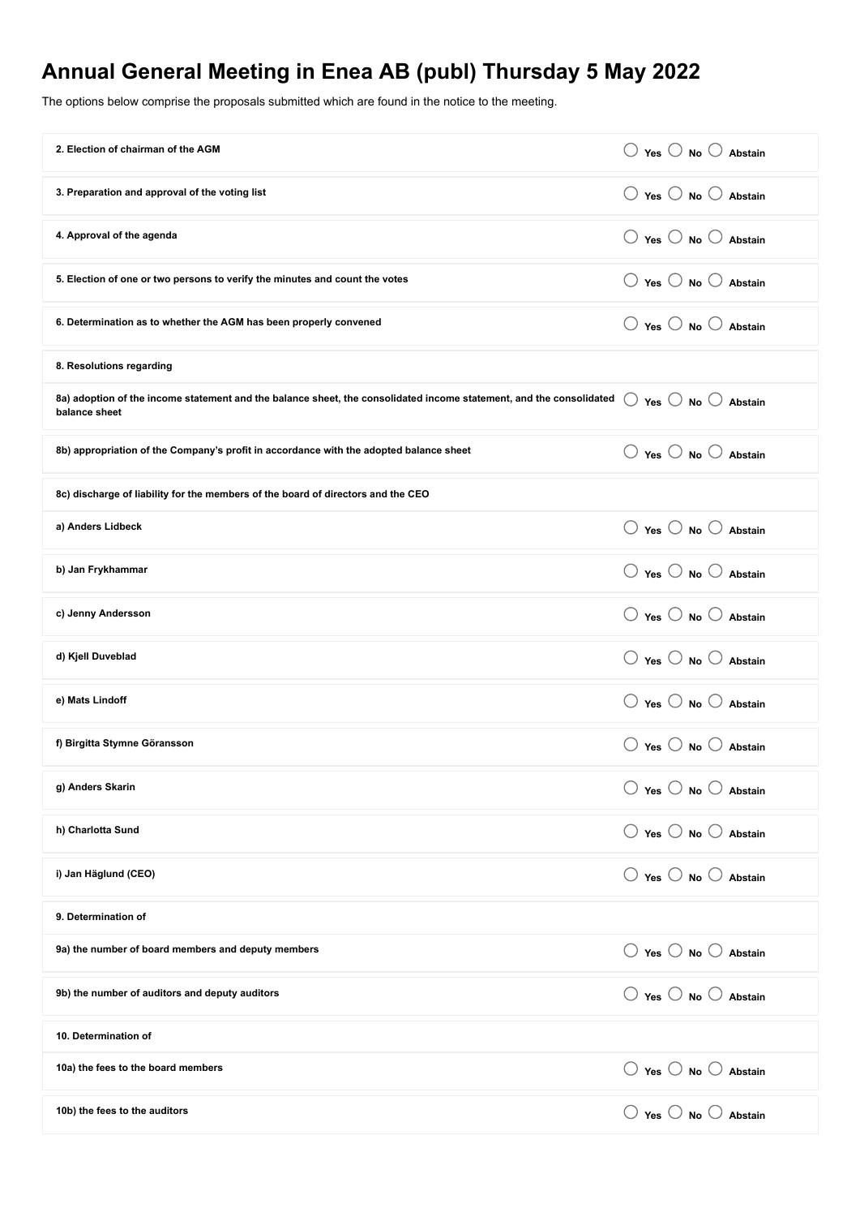# Annual General Meeting in Enea AB (publ) Thursday 5 May 2022

The options below comprise the proposals submitted which are found in the notice to the meeting.

| | |
|---|---|
| **2. Election of chairman of the AGM** | ◯ **Yes** ◯ **No** ◯ **Abstain** |
| **3. Preparation and approval of the voting list** | ◯ **Yes** ◯ **No** ◯ **Abstain** |
| **4. Approval of the agenda** | ◯ **Yes** ◯ **No** ◯ **Abstain** |
| **5. Election of one or two persons to verify the minutes and count the votes** | ◯ **Yes** ◯ **No** ◯ **Abstain** |
| **6. Determination as to whether the AGM has been properly convened** | ◯ **Yes** ◯ **No** ◯ **Abstain** |
| **8. Resolutions regarding** | |
| **8a) adoption of the income statement and the balance sheet, the consolidated income statement, and the consolidated balance sheet** | ◯ **Yes** ◯ **No** ◯ **Abstain** |
| **8b) appropriation of the Company's profit in accordance with the adopted balance sheet** | ◯ **Yes** ◯ **No** ◯ **Abstain** |
| **8c) discharge of liability for the members of the board of directors and the CEO** | |
| **a) Anders Lidbeck** | ◯ **Yes** ◯ **No** ◯ **Abstain** |
| **b) Jan Frykhammar** | ◯ **Yes** ◯ **No** ◯ **Abstain** |
| **c) Jenny Andersson** | ◯ **Yes** ◯ **No** ◯ **Abstain** |
| **d) Kjell Duveblad** | ◯ **Yes** ◯ **No** ◯ **Abstain** |
| **e) Mats Lindoff** | ◯ **Yes** ◯ **No** ◯ **Abstain** |
| **f) Birgitta Stymne Göransson** | ◯ **Yes** ◯ **No** ◯ **Abstain** |
| **g) Anders Skarin** | ◯ **Yes** ◯ **No** ◯ **Abstain** |
| **h) Charlotta Sund** | ◯ **Yes** ◯ **No** ◯ **Abstain** |
| **i) Jan Häglund (CEO)** | ◯ **Yes** ◯ **No** ◯ **Abstain** |
| **9. Determination of** | |
| **9a) the number of board members and deputy members** | ◯ **Yes** ◯ **No** ◯ **Abstain** |
| **9b) the number of auditors and deputy auditors** | ◯ **Yes** ◯ **No** ◯ **Abstain** |
| **10. Determination of** | |
| **10a) the fees to the board members** | ◯ **Yes** ◯ **No** ◯ **Abstain** |
| **10b) the fees to the auditors** | ◯ **Yes** ◯ **No** ◯ **Abstain** |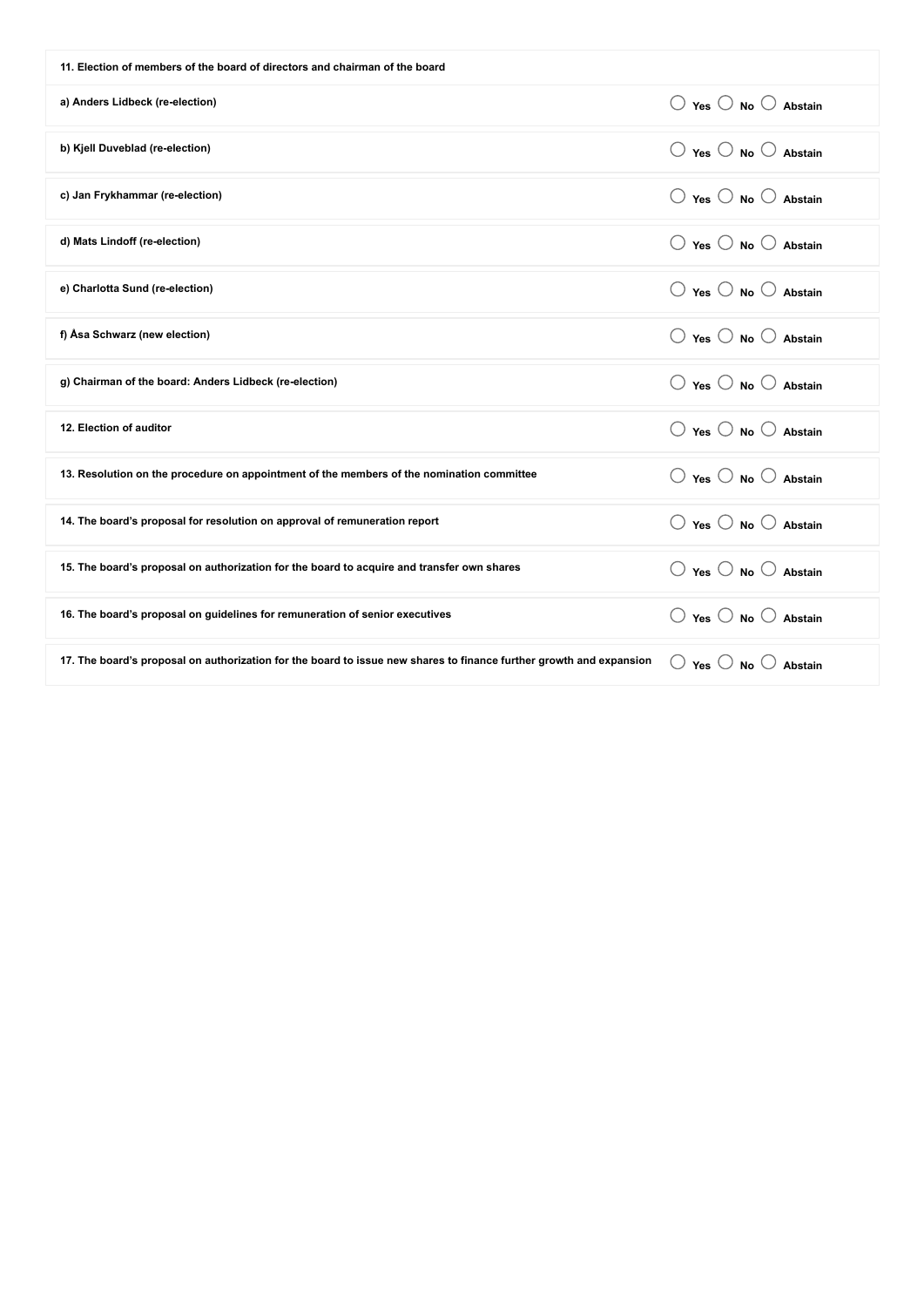| | |
|---|---|
| **11. Election of members of the board of directors and chairman of the board** | |
| **a) Anders Lidbeck (re-election)** | ◯ Yes ◯ No ◯ Abstain |
| **b) Kjell Duveblad (re-election)** | ◯ Yes ◯ No ◯ Abstain |
| **c) Jan Frykhammar (re-election)** | ◯ Yes ◯ No ◯ Abstain |
| **d) Mats Lindoff (re-election)** | ◯ Yes ◯ No ◯ Abstain |
| **e) Charlotta Sund (re-election)** | ◯ Yes ◯ No ◯ Abstain |
| **f) Åsa Schwarz (new election)** | ◯ Yes ◯ No ◯ Abstain |
| **g) Chairman of the board: Anders Lidbeck (re-election)** | ◯ Yes ◯ No ◯ Abstain |
| **12. Election of auditor** | ◯ Yes ◯ No ◯ Abstain |
| **13. Resolution on the procedure on appointment of the members of the nomination committee** | ◯ Yes ◯ No ◯ Abstain |
| **14. The board's proposal for resolution on approval of remuneration report** | ◯ Yes ◯ No ◯ Abstain |
| **15. The board's proposal on authorization for the board to acquire and transfer own shares** | ◯ Yes ◯ No ◯ Abstain |
| **16. The board's proposal on guidelines for remuneration of senior executives** | ◯ Yes ◯ No ◯ Abstain |
| **17. The board's proposal on authorization for the board to issue new shares to finance further growth and expansion** | ◯ Yes ◯ No ◯ Abstain |